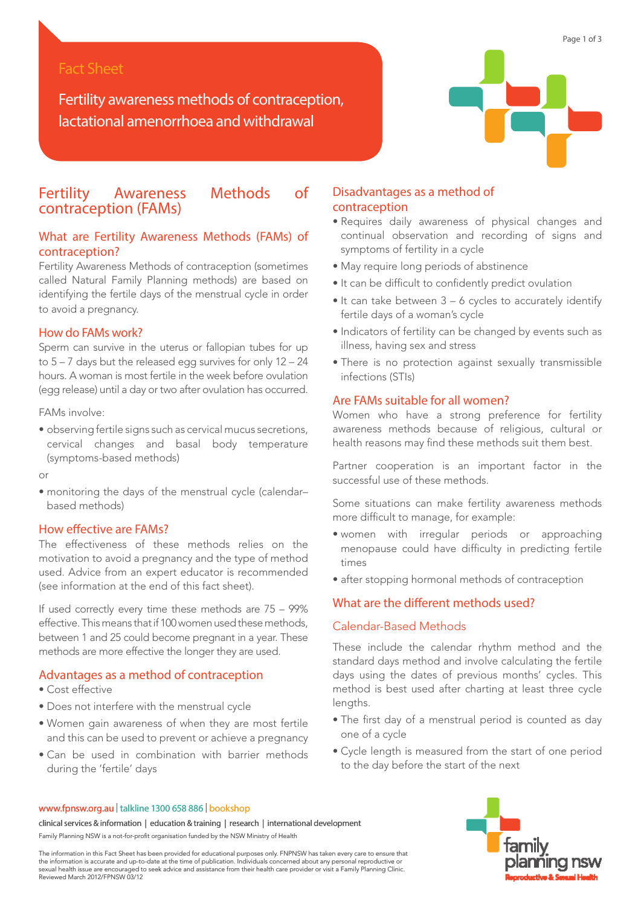Fact Sheet

# Fertility awareness methods of contraception, lactational amenorrhoea and withdrawal

## Fertility Awareness Methods of contraception (FAMs)

### What are Fertility Awareness Methods (FAMs) of contraception?

Fertility Awareness Methods of contraception (sometimes called Natural Family Planning methods) are based on identifying the fertile days of the menstrual cycle in order to avoid a pregnancy.

### How do FAMs work?

Sperm can survive in the uterus or fallopian tubes for up to 5 – 7 days but the released egg survives for only 12 – 24 hours. A woman is most fertile in the week before ovulation (egg release) until a day or two after ovulation has occurred.

FAMs involve:

- observing fertile signs such as cervical mucus secretions, cervical changes and basal body temperature (symptoms-based methods)

or

- monitoring the days of the menstrual cycle (calendar–based methods)

### How effective are FAMs?

The effectiveness of these methods relies on the motivation to avoid a pregnancy and the type of method used. Advice from an expert educator is recommended (see information at the end of this fact sheet).

If used correctly every time these methods are 75 – 99% effective. This means that if 100 women used these methods, between 1 and 25 could become pregnant in a year. These methods are more effective the longer they are used.

### Advantages as a method of contraception

- Cost effective
- Does not interfere with the menstrual cycle
- Women gain awareness of when they are most fertile and this can be used to prevent or achieve a pregnancy
- Can be used in combination with barrier methods during the 'fertile' days

### Disadvantages as a method of contraception

- Requires daily awareness of physical changes and continual observation and recording of signs and symptoms of fertility in a cycle
- May require long periods of abstinence
- It can be difficult to confidently predict ovulation
- It can take between 3 – 6 cycles to accurately identify fertile days of a woman's cycle
- Indicators of fertility can be changed by events such as illness, having sex and stress
- There is no protection against sexually transmissible infections (STIs)

### Are FAMs suitable for all women?

Women who have a strong preference for fertility awareness methods because of religious, cultural or health reasons may find these methods suit them best.

Partner cooperation is an important factor in the successful use of these methods.

Some situations can make fertility awareness methods more difficult to manage, for example:

- women with irregular periods or approaching menopause could have difficulty in predicting fertile times
- after stopping hormonal methods of contraception

### What are the different methods used?

#### Calendar-Based Methods

These include the calendar rhythm method and the standard days method and involve calculating the fertile days using the dates of previous months' cycles. This method is best used after charting at least three cycle lengths.

- The first day of a menstrual period is counted as day one of a cycle
- Cycle length is measured from the start of one period to the day before the start of the next

www.fpnsw.org.au | talkline 1300 658 886 | bookshop

clinical services & information | education & training | research | international development

Family Planning NSW is a not-for-profit organisation funded by the NSW Ministry of Health

The information in this Fact Sheet has been provided for educational purposes only. FNPNSW has taken every care to ensure that the information is accurate and up-to-date at the time of publication. Individuals concerned about any personal reproductive or sexual health issue are encouraged to seek advice and assistance from their health care provider or visit a Family Planning Clinic. Reviewed March 2012/FPNSW 03/12

family planning nsw
Reproductive & Sexual Health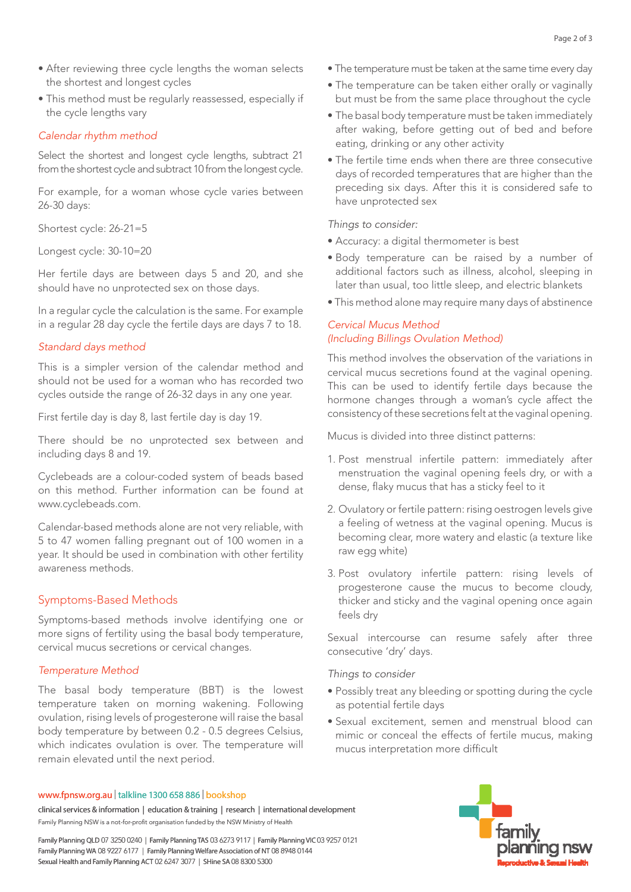- After reviewing three cycle lengths the woman selects the shortest and longest cycles
- This method must be regularly reassessed, especially if the cycle lengths vary

### *Calendar rhythm method*

Select the shortest and longest cycle lengths, subtract 21 from the shortest cycle and subtract 10 from the longest cycle.

For example, for a woman whose cycle varies between 26-30 days:

Shortest cycle: 26-21=5

Longest cycle: 30-10=20

Her fertile days are between days 5 and 20, and she should have no unprotected sex on those days.

In a regular cycle the calculation is the same. For example in a regular 28 day cycle the fertile days are days 7 to 18.

### *Standard days method*

This is a simpler version of the calendar method and should not be used for a woman who has recorded two cycles outside the range of 26-32 days in any one year.

First fertile day is day 8, last fertile day is day 19.

There should be no unprotected sex between and including days 8 and 19.

Cyclebeads are a colour-coded system of beads based on this method. Further information can be found at www.cyclebeads.com.

Calendar-based methods alone are not very reliable, with 5 to 47 women falling pregnant out of 100 women in a year. It should be used in combination with other fertility awareness methods.

## Symptoms-Based Methods

Symptoms-based methods involve identifying one or more signs of fertility using the basal body temperature, cervical mucus secretions or cervical changes.

### *Temperature Method*

The basal body temperature (BBT) is the lowest temperature taken on morning wakening. Following ovulation, rising levels of progesterone will raise the basal body temperature by between 0.2 - 0.5 degrees Celsius, which indicates ovulation is over. The temperature will remain elevated until the next period.

- The temperature must be taken at the same time every day
- The temperature can be taken either orally or vaginally but must be from the same place throughout the cycle
- The basal body temperature must be taken immediately after waking, before getting out of bed and before eating, drinking or any other activity
- The fertile time ends when there are three consecutive days of recorded temperatures that are higher than the preceding six days. After this it is considered safe to have unprotected sex

*Things to consider:*

- Accuracy: a digital thermometer is best
- Body temperature can be raised by a number of additional factors such as illness, alcohol, sleeping in later than usual, too little sleep, and electric blankets
- This method alone may require many days of abstinence

### *Cervical Mucus Method (Including Billings Ovulation Method)*

This method involves the observation of the variations in cervical mucus secretions found at the vaginal opening. This can be used to identify fertile days because the hormone changes through a woman's cycle affect the consistency of these secretions felt at the vaginal opening.

Mucus is divided into three distinct patterns:

1. Post menstrual infertile pattern: immediately after menstruation the vaginal opening feels dry, or with a dense, flaky mucus that has a sticky feel to it
2. Ovulatory or fertile pattern: rising oestrogen levels give a feeling of wetness at the vaginal opening. Mucus is becoming clear, more watery and elastic (a texture like raw egg white)
3. Post ovulatory infertile pattern: rising levels of progesterone cause the mucus to become cloudy, thicker and sticky and the vaginal opening once again feels dry

Sexual intercourse can resume safely after three consecutive 'dry' days.

*Things to consider*

- Possibly treat any bleeding or spotting during the cycle as potential fertile days
- Sexual excitement, semen and menstrual blood can mimic or conceal the effects of fertile mucus, making mucus interpretation more difficult

www.fpnsw.org.au | talkline 1300 658 886 | bookshop

clinical services & information | education & training | research | international development

Family Planning NSW is a not-for-profit organisation funded by the NSW Ministry of Health

Family Planning QLD 07 3250 0240 | Family Planning TAS 03 6273 9117 | Family Planning VIC 03 9257 0121
Family Planning WA 08 9227 6177 | Family Planning Welfare Association of NT 08 8948 0144
Sexual Health and Family Planning ACT 02 6247 3077 | SHine SA 08 8300 5300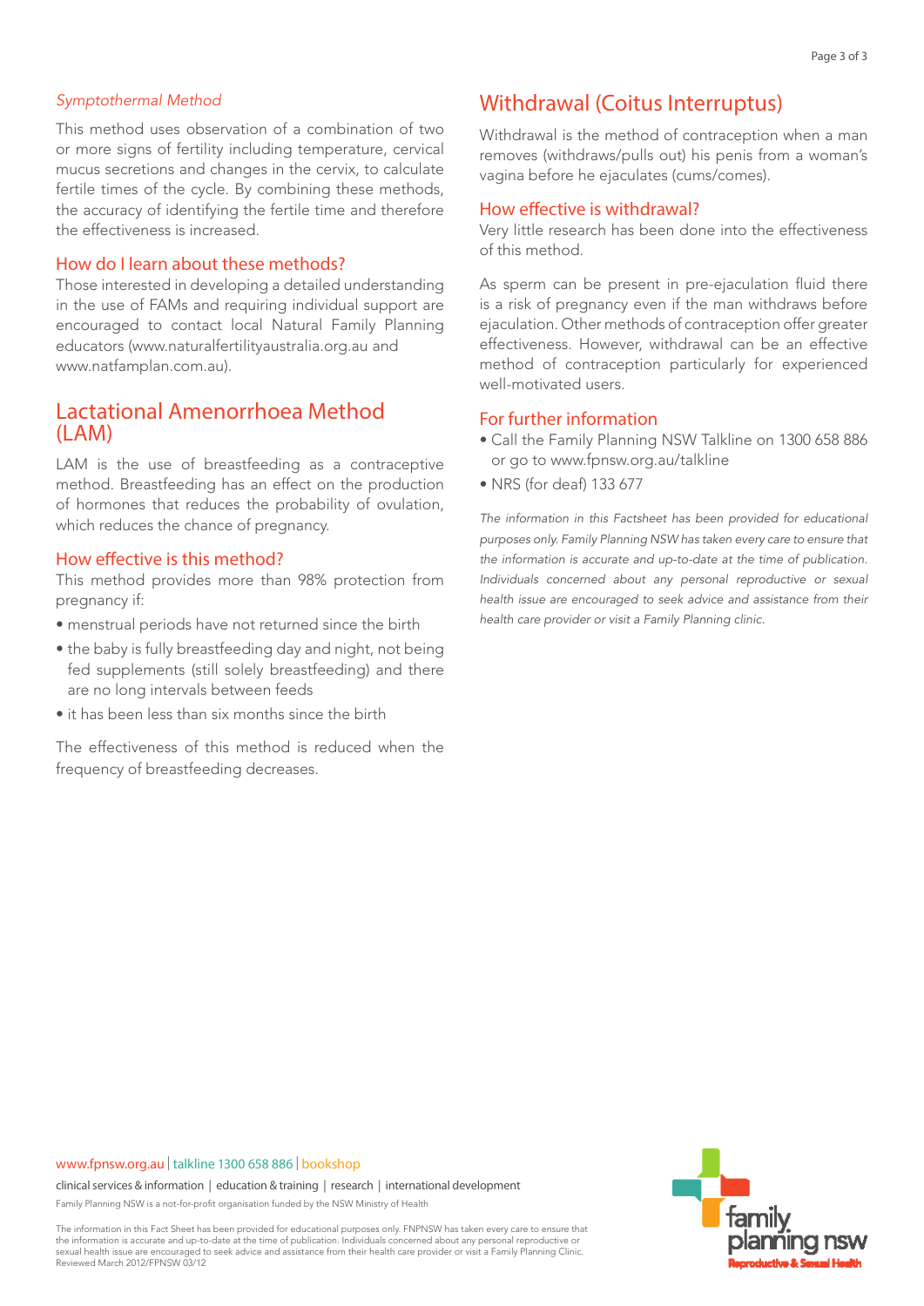*Symptothermal Method*

This method uses observation of a combination of two or more signs of fertility including temperature, cervical mucus secretions and changes in the cervix, to calculate fertile times of the cycle. By combining these methods, the accuracy of identifying the fertile time and therefore the effectiveness is increased.

### How do I learn about these methods?

Those interested in developing a detailed understanding in the use of FAMs and requiring individual support are encouraged to contact local Natural Family Planning educators (www.naturalfertilityaustralia.org.au and www.natfamplan.com.au).

## Lactational Amenorrhoea Method (LAM)

LAM is the use of breastfeeding as a contraceptive method. Breastfeeding has an effect on the production of hormones that reduces the probability of ovulation, which reduces the chance of pregnancy.

### How effective is this method?

This method provides more than 98% protection from pregnancy if:

- menstrual periods have not returned since the birth
- the baby is fully breastfeeding day and night, not being fed supplements (still solely breastfeeding) and there are no long intervals between feeds
- it has been less than six months since the birth

The effectiveness of this method is reduced when the frequency of breastfeeding decreases.

## Withdrawal (Coitus Interruptus)

Withdrawal is the method of contraception when a man removes (withdraws/pulls out) his penis from a woman's vagina before he ejaculates (cums/comes).

### How effective is withdrawal?

Very little research has been done into the effectiveness of this method.

As sperm can be present in pre-ejaculation fluid there is a risk of pregnancy even if the man withdraws before ejaculation. Other methods of contraception offer greater effectiveness. However, withdrawal can be an effective method of contraception particularly for experienced well-motivated users.

### For further information

- Call the Family Planning NSW Talkline on 1300 658 886 or go to www.fpnsw.org.au/talkline
- NRS (for deaf) 133 677

*The information in this Factsheet has been provided for educational purposes only. Family Planning NSW has taken every care to ensure that the information is accurate and up-to-date at the time of publication. Individuals concerned about any personal reproductive or sexual health issue are encouraged to seek advice and assistance from their health care provider or visit a Family Planning clinic.*

www.fpnsw.org.au | talkline 1300 658 886 | bookshop

clinical services & information | education & training | research | international development

Family Planning NSW is a not-for-profit organisation funded by the NSW Ministry of Health

The information in this Fact Sheet has been provided for educational purposes only. FNPNSW has taken every care to ensure that the information is accurate and up-to-date at the time of publication. Individuals concerned about any personal reproductive or sexual health issue are encouraged to seek advice and assistance from their health care provider or visit a Family Planning Clinic.
Reviewed March 2012/FPNSW 03/12

family planning nsw
Reproductive & Sexual Health